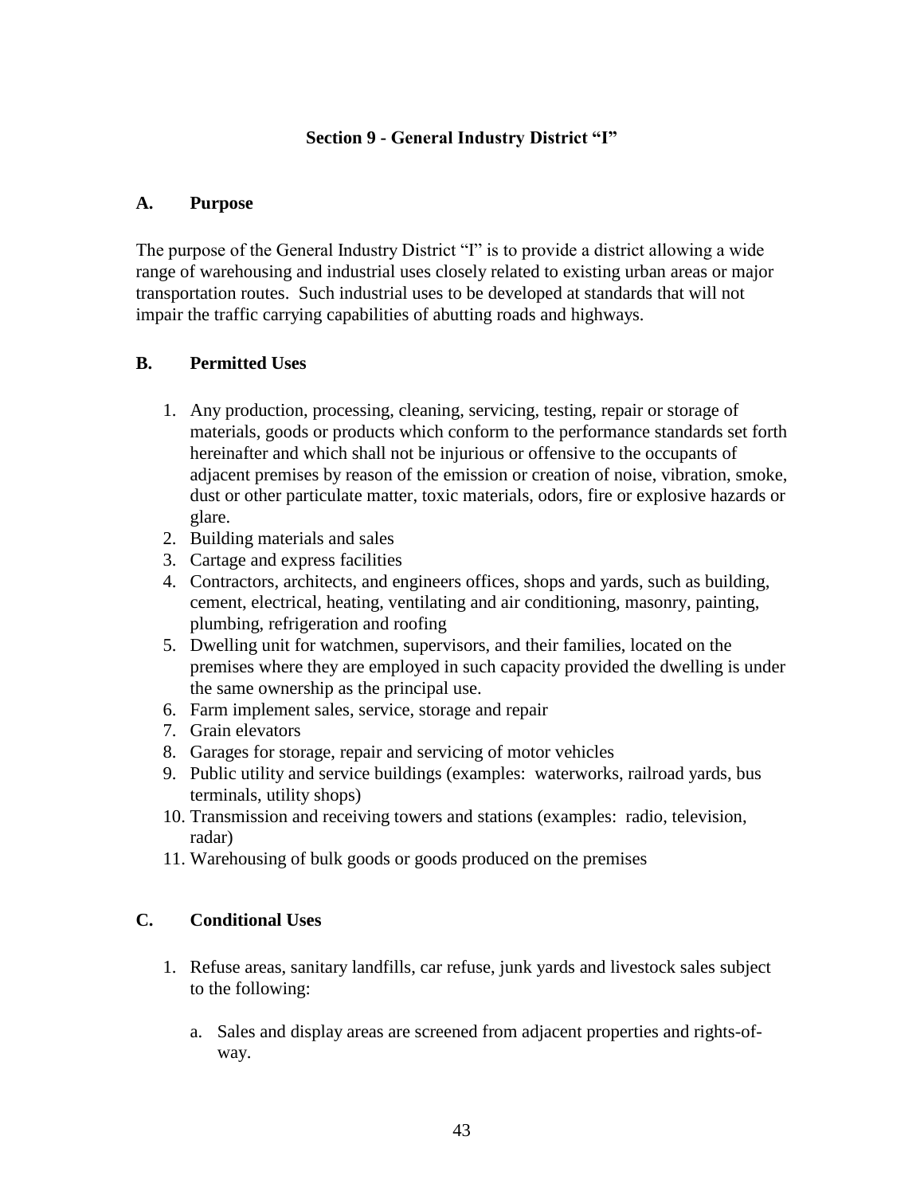# Section 9 - General Industry District "I"

## A. Purpose

The purpose of the General Industry District "I" is to provide a district allowing a wide range of warehousing and industrial uses closely related to existing urban areas or major transportation routes. Such industrial uses to be developed at standards that will not impair the traffic carrying capabilities of abutting roads and highways.

## B. Permitted Uses

1. Any production, processing, cleaning, servicing, testing, repair or storage of materials, goods or products which conform to the performance standards set forth hereinafter and which shall not be injurious or offensive to the occupants of adjacent premises by reason of the emission or creation of noise, vibration, smoke, dust or other particulate matter, toxic materials, odors, fire or explosive hazards or glare.
2. Building materials and sales
3. Cartage and express facilities
4. Contractors, architects, and engineers offices, shops and yards, such as building, cement, electrical, heating, ventilating and air conditioning, masonry, painting, plumbing, refrigeration and roofing
5. Dwelling unit for watchmen, supervisors, and their families, located on the premises where they are employed in such capacity provided the dwelling is under the same ownership as the principal use.
6. Farm implement sales, service, storage and repair
7. Grain elevators
8. Garages for storage, repair and servicing of motor vehicles
9. Public utility and service buildings (examples: waterworks, railroad yards, bus terminals, utility shops)
10. Transmission and receiving towers and stations (examples: radio, television, radar)
11. Warehousing of bulk goods or goods produced on the premises

## C. Conditional Uses

1. Refuse areas, sanitary landfills, car refuse, junk yards and livestock sales subject to the following:

   a. Sales and display areas are screened from adjacent properties and rights-of-way.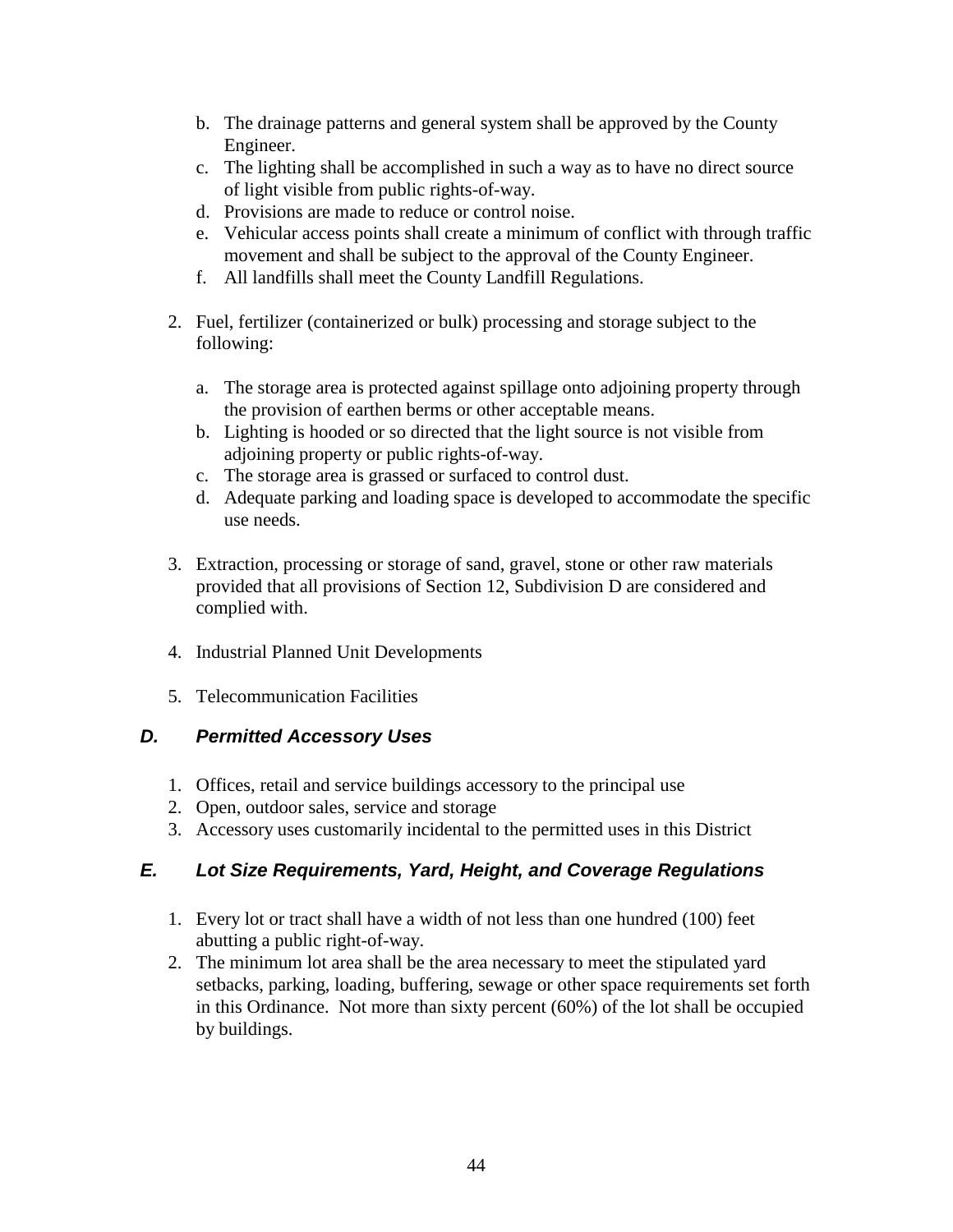b. The drainage patterns and general system shall be approved by the County Engineer.
c. The lighting shall be accomplished in such a way as to have no direct source of light visible from public rights-of-way.
d. Provisions are made to reduce or control noise.
e. Vehicular access points shall create a minimum of conflict with through traffic movement and shall be subject to the approval of the County Engineer.
f. All landfills shall meet the County Landfill Regulations.

2. Fuel, fertilizer (containerized or bulk) processing and storage subject to the following:

   a. The storage area is protected against spillage onto adjoining property through the provision of earthen berms or other acceptable means.
   b. Lighting is hooded or so directed that the light source is not visible from adjoining property or public rights-of-way.
   c. The storage area is grassed or surfaced to control dust.
   d. Adequate parking and loading space is developed to accommodate the specific use needs.

3. Extraction, processing or storage of sand, gravel, stone or other raw materials provided that all provisions of Section 12, Subdivision D are considered and complied with.

4. Industrial Planned Unit Developments

5. Telecommunication Facilities

### *D. Permitted Accessory Uses*

1. Offices, retail and service buildings accessory to the principal use
2. Open, outdoor sales, service and storage
3. Accessory uses customarily incidental to the permitted uses in this District

### *E. Lot Size Requirements, Yard, Height, and Coverage Regulations*

1. Every lot or tract shall have a width of not less than one hundred (100) feet abutting a public right-of-way.
2. The minimum lot area shall be the area necessary to meet the stipulated yard setbacks, parking, loading, buffering, sewage or other space requirements set forth in this Ordinance. Not more than sixty percent (60%) of the lot shall be occupied by buildings.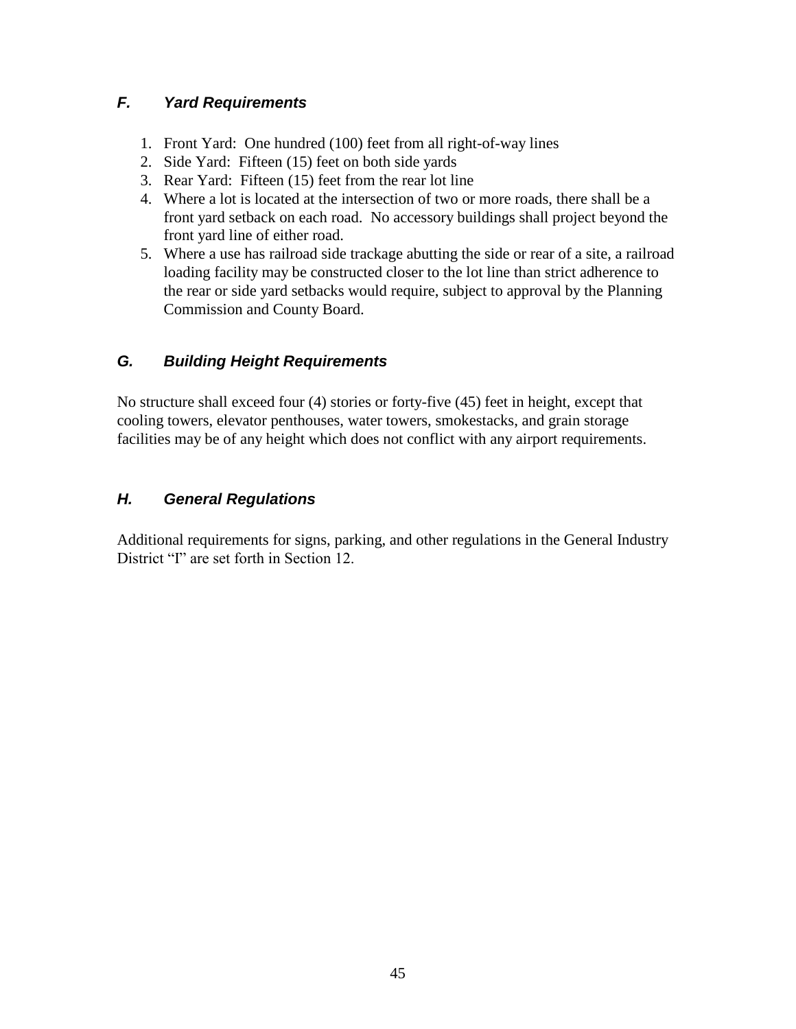### *F. Yard Requirements*

1. Front Yard: One hundred (100) feet from all right-of-way lines
2. Side Yard: Fifteen (15) feet on both side yards
3. Rear Yard: Fifteen (15) feet from the rear lot line
4. Where a lot is located at the intersection of two or more roads, there shall be a front yard setback on each road. No accessory buildings shall project beyond the front yard line of either road.
5. Where a use has railroad side trackage abutting the side or rear of a site, a railroad loading facility may be constructed closer to the lot line than strict adherence to the rear or side yard setbacks would require, subject to approval by the Planning Commission and County Board.

### *G. Building Height Requirements*

No structure shall exceed four (4) stories or forty-five (45) feet in height, except that cooling towers, elevator penthouses, water towers, smokestacks, and grain storage facilities may be of any height which does not conflict with any airport requirements.

### *H. General Regulations*

Additional requirements for signs, parking, and other regulations in the General Industry District "I" are set forth in Section 12.